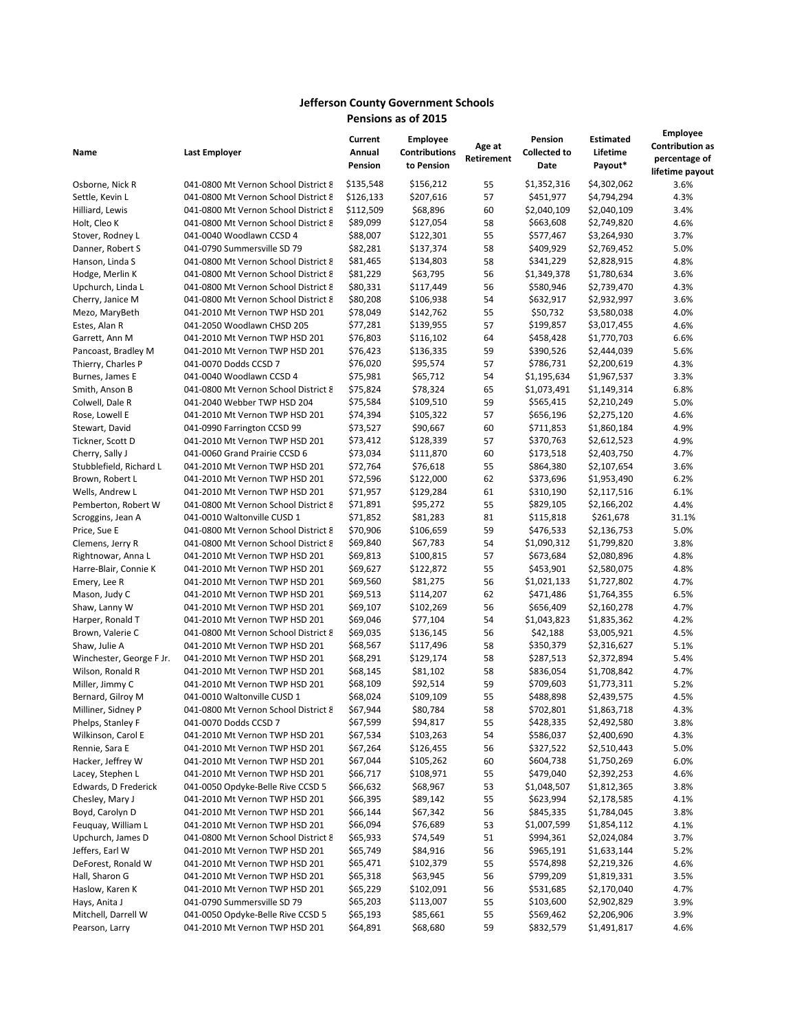**Jefferson County Government Schools**
**Pensions as of 2015**

| Name | Last Employer | Current Annual Pension | Employee Contributions to Pension | Age at Retirement | Pension Collected to Date | Estimated Lifetime Payout* | Employee Contribution as percentage of lifetime payout |
|---|---|---|---|---|---|---|---|
| Osborne, Nick R | 041-0800 Mt Vernon School District 8 | $135,548 | $156,212 | 55 | $1,352,316 | $4,302,062 | 3.6% |
| Settle, Kevin L | 041-0800 Mt Vernon School District 8 | $126,133 | $207,616 | 57 | $451,977 | $4,794,294 | 4.3% |
| Hilliard, Lewis | 041-0800 Mt Vernon School District 8 | $112,509 | $68,896 | 60 | $2,040,109 | $2,040,109 | 3.4% |
| Holt, Cleo K | 041-0800 Mt Vernon School District 8 | $89,099 | $127,054 | 58 | $663,608 | $2,749,820 | 4.6% |
| Stover, Rodney L | 041-0040 Woodlawn CCSD 4 | $88,007 | $122,301 | 55 | $577,467 | $3,264,930 | 3.7% |
| Danner, Robert S | 041-0790 Summersville SD 79 | $82,281 | $137,374 | 58 | $409,929 | $2,769,452 | 5.0% |
| Hanson, Linda S | 041-0800 Mt Vernon School District 8 | $81,465 | $134,803 | 58 | $341,229 | $2,828,915 | 4.8% |
| Hodge, Merlin K | 041-0800 Mt Vernon School District 8 | $81,229 | $63,795 | 56 | $1,349,378 | $1,780,634 | 3.6% |
| Upchurch, Linda L | 041-0800 Mt Vernon School District 8 | $80,331 | $117,449 | 56 | $580,946 | $2,739,470 | 4.3% |
| Cherry, Janice M | 041-0800 Mt Vernon School District 8 | $80,208 | $106,938 | 54 | $632,917 | $2,932,997 | 3.6% |
| Mezo, MaryBeth | 041-2010 Mt Vernon TWP HSD 201 | $78,049 | $142,762 | 55 | $50,732 | $3,580,038 | 4.0% |
| Estes, Alan R | 041-2050 Woodlawn CHSD 205 | $77,281 | $139,955 | 57 | $199,857 | $3,017,455 | 4.6% |
| Garrett, Ann M | 041-2010 Mt Vernon TWP HSD 201 | $76,803 | $116,102 | 64 | $458,428 | $1,770,703 | 6.6% |
| Pancoast, Bradley M | 041-2010 Mt Vernon TWP HSD 201 | $76,423 | $136,335 | 59 | $390,526 | $2,444,039 | 5.6% |
| Thierry, Charles P | 041-0070 Dodds CCSD 7 | $76,020 | $95,574 | 57 | $786,731 | $2,200,619 | 4.3% |
| Burnes, James E | 041-0040 Woodlawn CCSD 4 | $75,981 | $65,712 | 54 | $1,195,634 | $1,967,537 | 3.3% |
| Smith, Anson B | 041-0800 Mt Vernon School District 8 | $75,824 | $78,324 | 65 | $1,073,491 | $1,149,314 | 6.8% |
| Colwell, Dale R | 041-2040 Webber TWP HSD 204 | $75,584 | $109,510 | 59 | $565,415 | $2,210,249 | 5.0% |
| Rose, Lowell E | 041-2010 Mt Vernon TWP HSD 201 | $74,394 | $105,322 | 57 | $656,196 | $2,275,120 | 4.6% |
| Stewart, David | 041-0990 Farrington CCSD 99 | $73,527 | $90,667 | 60 | $711,853 | $1,860,184 | 4.9% |
| Tickner, Scott D | 041-2010 Mt Vernon TWP HSD 201 | $73,412 | $128,339 | 57 | $370,763 | $2,612,523 | 4.9% |
| Cherry, Sally J | 041-0060 Grand Prairie CCSD 6 | $73,034 | $111,870 | 60 | $173,518 | $2,403,750 | 4.7% |
| Stubblefield, Richard L | 041-2010 Mt Vernon TWP HSD 201 | $72,764 | $76,618 | 55 | $864,380 | $2,107,654 | 3.6% |
| Brown, Robert L | 041-2010 Mt Vernon TWP HSD 201 | $72,596 | $122,000 | 62 | $373,696 | $1,953,490 | 6.2% |
| Wells, Andrew L | 041-2010 Mt Vernon TWP HSD 201 | $71,957 | $129,284 | 61 | $310,190 | $2,117,516 | 6.1% |
| Pemberton, Robert W | 041-0800 Mt Vernon School District 8 | $71,891 | $95,272 | 55 | $829,105 | $2,166,202 | 4.4% |
| Scroggins, Jean A | 041-0010 Waltonville CUSD 1 | $71,852 | $81,283 | 81 | $115,818 | $261,678 | 31.1% |
| Price, Sue E | 041-0800 Mt Vernon School District 8 | $70,906 | $106,659 | 59 | $476,533 | $2,136,753 | 5.0% |
| Clemens, Jerry R | 041-0800 Mt Vernon School District 8 | $69,840 | $67,783 | 54 | $1,090,312 | $1,799,820 | 3.8% |
| Rightnowar, Anna L | 041-2010 Mt Vernon TWP HSD 201 | $69,813 | $100,815 | 57 | $673,684 | $2,080,896 | 4.8% |
| Harre-Blair, Connie K | 041-2010 Mt Vernon TWP HSD 201 | $69,627 | $122,872 | 55 | $453,901 | $2,580,075 | 4.8% |
| Emery, Lee R | 041-2010 Mt Vernon TWP HSD 201 | $69,560 | $81,275 | 56 | $1,021,133 | $1,727,802 | 4.7% |
| Mason, Judy C | 041-2010 Mt Vernon TWP HSD 201 | $69,513 | $114,207 | 62 | $471,486 | $1,764,355 | 6.5% |
| Shaw, Lanny W | 041-2010 Mt Vernon TWP HSD 201 | $69,107 | $102,269 | 56 | $656,409 | $2,160,278 | 4.7% |
| Harper, Ronald T | 041-2010 Mt Vernon TWP HSD 201 | $69,046 | $77,104 | 54 | $1,043,823 | $1,835,362 | 4.2% |
| Brown, Valerie C | 041-0800 Mt Vernon School District 8 | $69,035 | $136,145 | 56 | $42,188 | $3,005,921 | 4.5% |
| Shaw, Julie A | 041-2010 Mt Vernon TWP HSD 201 | $68,567 | $117,496 | 58 | $350,379 | $2,316,627 | 5.1% |
| Winchester, George F Jr. | 041-2010 Mt Vernon TWP HSD 201 | $68,291 | $129,174 | 58 | $287,513 | $2,372,894 | 5.4% |
| Wilson, Ronald R | 041-2010 Mt Vernon TWP HSD 201 | $68,145 | $81,102 | 58 | $836,054 | $1,708,842 | 4.7% |
| Miller, Jimmy C | 041-2010 Mt Vernon TWP HSD 201 | $68,109 | $92,514 | 59 | $709,603 | $1,773,311 | 5.2% |
| Bernard, Gilroy M | 041-0010 Waltonville CUSD 1 | $68,024 | $109,109 | 55 | $488,898 | $2,439,575 | 4.5% |
| Milliner, Sidney P | 041-0800 Mt Vernon School District 8 | $67,944 | $80,784 | 58 | $702,801 | $1,863,718 | 4.3% |
| Phelps, Stanley F | 041-0070 Dodds CCSD 7 | $67,599 | $94,817 | 55 | $428,335 | $2,492,580 | 3.8% |
| Wilkinson, Carol E | 041-2010 Mt Vernon TWP HSD 201 | $67,534 | $103,263 | 54 | $586,037 | $2,400,690 | 4.3% |
| Rennie, Sara E | 041-2010 Mt Vernon TWP HSD 201 | $67,264 | $126,455 | 56 | $327,522 | $2,510,443 | 5.0% |
| Hacker, Jeffrey W | 041-2010 Mt Vernon TWP HSD 201 | $67,044 | $105,262 | 60 | $604,738 | $1,750,269 | 6.0% |
| Lacey, Stephen L | 041-2010 Mt Vernon TWP HSD 201 | $66,717 | $108,971 | 55 | $479,040 | $2,392,253 | 4.6% |
| Edwards, D Frederick | 041-0050 Opdyke-Belle Rive CCSD 5 | $66,632 | $68,967 | 53 | $1,048,507 | $1,812,365 | 3.8% |
| Chesley, Mary J | 041-2010 Mt Vernon TWP HSD 201 | $66,395 | $89,142 | 55 | $623,994 | $2,178,585 | 4.1% |
| Boyd, Carolyn D | 041-2010 Mt Vernon TWP HSD 201 | $66,144 | $67,342 | 56 | $845,335 | $1,784,045 | 3.8% |
| Feuquay, William L | 041-2010 Mt Vernon TWP HSD 201 | $66,094 | $76,689 | 53 | $1,007,599 | $1,854,112 | 4.1% |
| Upchurch, James D | 041-0800 Mt Vernon School District 8 | $65,933 | $74,549 | 51 | $994,361 | $2,024,084 | 3.7% |
| Jeffers, Earl W | 041-2010 Mt Vernon TWP HSD 201 | $65,749 | $84,916 | 56 | $965,191 | $1,633,144 | 5.2% |
| DeForest, Ronald W | 041-2010 Mt Vernon TWP HSD 201 | $65,471 | $102,379 | 55 | $574,898 | $2,219,326 | 4.6% |
| Hall, Sharon G | 041-2010 Mt Vernon TWP HSD 201 | $65,318 | $63,945 | 56 | $799,209 | $1,819,331 | 3.5% |
| Haslow, Karen K | 041-2010 Mt Vernon TWP HSD 201 | $65,229 | $102,091 | 56 | $531,685 | $2,170,040 | 4.7% |
| Hays, Anita J | 041-0790 Summersville SD 79 | $65,203 | $113,007 | 55 | $103,600 | $2,902,829 | 3.9% |
| Mitchell, Darrell W | 041-0050 Opdyke-Belle Rive CCSD 5 | $65,193 | $85,661 | 55 | $569,462 | $2,206,906 | 3.9% |
| Pearson, Larry | 041-2010 Mt Vernon TWP HSD 201 | $64,891 | $68,680 | 59 | $832,579 | $1,491,817 | 4.6% |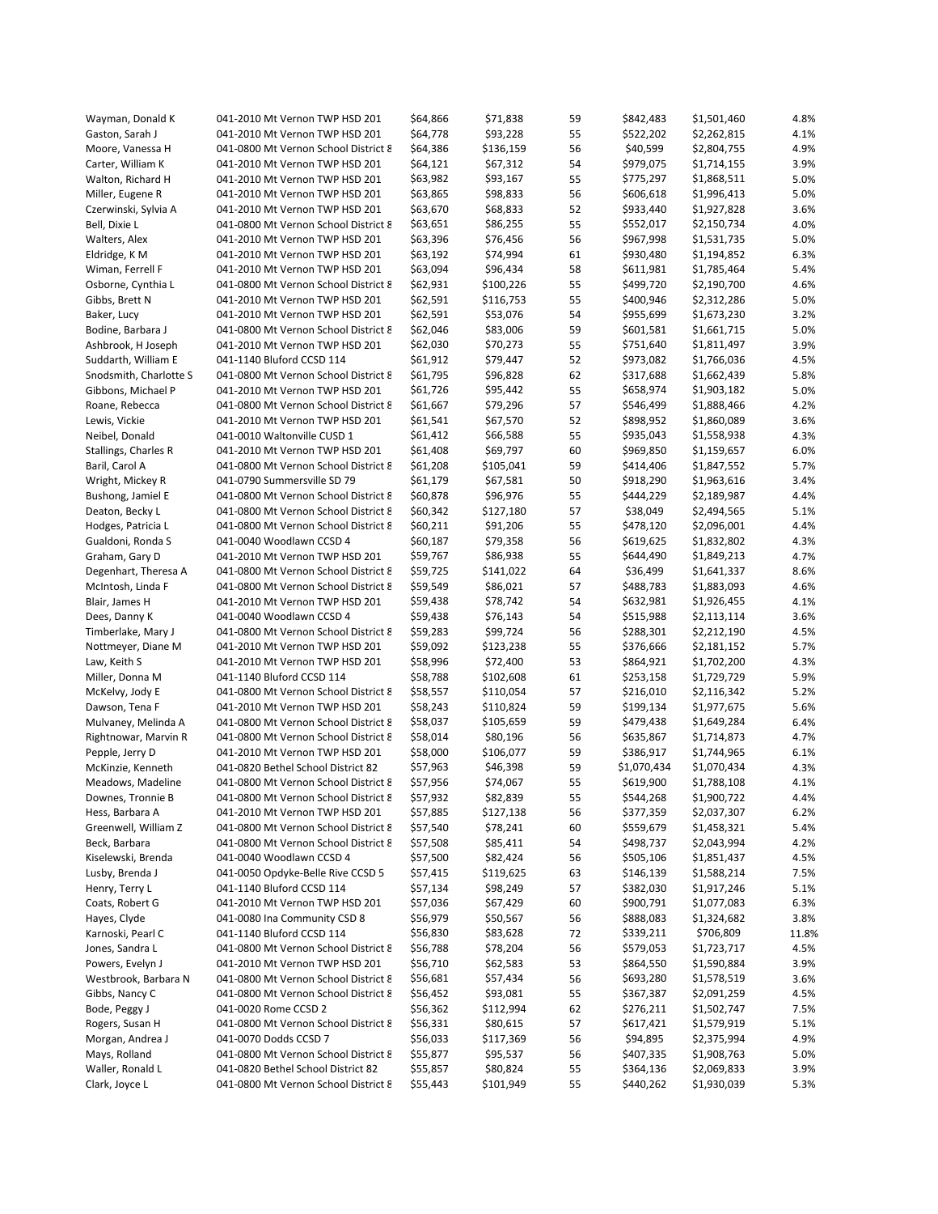| | | | | | | | |
|---|---|---|---|---|---|---|---|
| Wayman, Donald K | 041-2010 Mt Vernon TWP HSD 201 | $64,866 | $71,838 | 59 | $842,483 | $1,501,460 | 4.8% |
| Gaston, Sarah J | 041-2010 Mt Vernon TWP HSD 201 | $64,778 | $93,228 | 55 | $522,202 | $2,262,815 | 4.1% |
| Moore, Vanessa H | 041-0800 Mt Vernon School District 8 | $64,386 | $136,159 | 56 | $40,599 | $2,804,755 | 4.9% |
| Carter, William K | 041-2010 Mt Vernon TWP HSD 201 | $64,121 | $67,312 | 54 | $979,075 | $1,714,155 | 3.9% |
| Walton, Richard H | 041-2010 Mt Vernon TWP HSD 201 | $63,982 | $93,167 | 55 | $775,297 | $1,868,511 | 5.0% |
| Miller, Eugene R | 041-2010 Mt Vernon TWP HSD 201 | $63,865 | $98,833 | 56 | $606,618 | $1,996,413 | 5.0% |
| Czerwinski, Sylvia A | 041-2010 Mt Vernon TWP HSD 201 | $63,670 | $68,833 | 52 | $933,440 | $1,927,828 | 3.6% |
| Bell, Dixie L | 041-0800 Mt Vernon School District 8 | $63,651 | $86,255 | 55 | $552,017 | $2,150,734 | 4.0% |
| Walters, Alex | 041-2010 Mt Vernon TWP HSD 201 | $63,396 | $76,456 | 56 | $967,998 | $1,531,735 | 5.0% |
| Eldridge, K M | 041-2010 Mt Vernon TWP HSD 201 | $63,192 | $74,994 | 61 | $930,480 | $1,194,852 | 6.3% |
| Wiman, Ferrell F | 041-2010 Mt Vernon TWP HSD 201 | $63,094 | $96,434 | 58 | $611,981 | $1,785,464 | 5.4% |
| Osborne, Cynthia L | 041-0800 Mt Vernon School District 8 | $62,931 | $100,226 | 55 | $499,720 | $2,190,700 | 4.6% |
| Gibbs, Brett N | 041-2010 Mt Vernon TWP HSD 201 | $62,591 | $116,753 | 55 | $400,946 | $2,312,286 | 5.0% |
| Baker, Lucy | 041-2010 Mt Vernon TWP HSD 201 | $62,591 | $53,076 | 54 | $955,699 | $1,673,230 | 3.2% |
| Bodine, Barbara J | 041-0800 Mt Vernon School District 8 | $62,046 | $83,006 | 59 | $601,581 | $1,661,715 | 5.0% |
| Ashbrook, H Joseph | 041-2010 Mt Vernon TWP HSD 201 | $62,030 | $70,273 | 55 | $751,640 | $1,811,497 | 3.9% |
| Suddarth, William E | 041-1140 Bluford CCSD 114 | $61,912 | $79,447 | 52 | $973,082 | $1,766,036 | 4.5% |
| Snodsmith, Charlotte S | 041-0800 Mt Vernon School District 8 | $61,795 | $96,828 | 62 | $317,688 | $1,662,439 | 5.8% |
| Gibbons, Michael P | 041-2010 Mt Vernon TWP HSD 201 | $61,726 | $95,442 | 55 | $658,974 | $1,903,182 | 5.0% |
| Roane, Rebecca | 041-0800 Mt Vernon School District 8 | $61,667 | $79,296 | 57 | $546,499 | $1,888,466 | 4.2% |
| Lewis, Vickie | 041-2010 Mt Vernon TWP HSD 201 | $61,541 | $67,570 | 52 | $898,952 | $1,860,089 | 3.6% |
| Neibel, Donald | 041-0010 Waltonville CUSD 1 | $61,412 | $66,588 | 55 | $935,043 | $1,558,938 | 4.3% |
| Stallings, Charles R | 041-2010 Mt Vernon TWP HSD 201 | $61,408 | $69,797 | 60 | $969,850 | $1,159,657 | 6.0% |
| Baril, Carol A | 041-0800 Mt Vernon School District 8 | $61,208 | $105,041 | 59 | $414,406 | $1,847,552 | 5.7% |
| Wright, Mickey R | 041-0790 Summersville SD 79 | $61,179 | $67,581 | 50 | $918,290 | $1,963,616 | 3.4% |
| Bushong, Jamiel E | 041-0800 Mt Vernon School District 8 | $60,878 | $96,976 | 55 | $444,229 | $2,189,987 | 4.4% |
| Deaton, Becky L | 041-0800 Mt Vernon School District 8 | $60,342 | $127,180 | 57 | $38,049 | $2,494,565 | 5.1% |
| Hodges, Patricia L | 041-0800 Mt Vernon School District 8 | $60,211 | $91,206 | 55 | $478,120 | $2,096,001 | 4.4% |
| Gualdoni, Ronda S | 041-0040 Woodlawn CCSD 4 | $60,187 | $79,358 | 56 | $619,625 | $1,832,802 | 4.3% |
| Graham, Gary D | 041-2010 Mt Vernon TWP HSD 201 | $59,767 | $86,938 | 55 | $644,490 | $1,849,213 | 4.7% |
| Degenhart, Theresa A | 041-0800 Mt Vernon School District 8 | $59,725 | $141,022 | 64 | $36,499 | $1,641,337 | 8.6% |
| McIntosh, Linda F | 041-0800 Mt Vernon School District 8 | $59,549 | $86,021 | 57 | $488,783 | $1,883,093 | 4.6% |
| Blair, James H | 041-2010 Mt Vernon TWP HSD 201 | $59,438 | $78,742 | 54 | $632,981 | $1,926,455 | 4.1% |
| Dees, Danny K | 041-0040 Woodlawn CCSD 4 | $59,438 | $76,143 | 54 | $515,988 | $2,113,114 | 3.6% |
| Timberlake, Mary J | 041-0800 Mt Vernon School District 8 | $59,283 | $99,724 | 56 | $288,301 | $2,212,190 | 4.5% |
| Nottmeyer, Diane M | 041-2010 Mt Vernon TWP HSD 201 | $59,092 | $123,238 | 55 | $376,666 | $2,181,152 | 5.7% |
| Law, Keith S | 041-2010 Mt Vernon TWP HSD 201 | $58,996 | $72,400 | 53 | $864,921 | $1,702,200 | 4.3% |
| Miller, Donna M | 041-1140 Bluford CCSD 114 | $58,788 | $102,608 | 61 | $253,158 | $1,729,729 | 5.9% |
| McKelvy, Jody E | 041-0800 Mt Vernon School District 8 | $58,557 | $110,054 | 57 | $216,010 | $2,116,342 | 5.2% |
| Dawson, Tena F | 041-2010 Mt Vernon TWP HSD 201 | $58,243 | $110,824 | 59 | $199,134 | $1,977,675 | 5.6% |
| Mulvaney, Melinda A | 041-0800 Mt Vernon School District 8 | $58,037 | $105,659 | 59 | $479,438 | $1,649,284 | 6.4% |
| Rightnowar, Marvin R | 041-0800 Mt Vernon School District 8 | $58,014 | $80,196 | 56 | $635,867 | $1,714,873 | 4.7% |
| Pepple, Jerry D | 041-2010 Mt Vernon TWP HSD 201 | $58,000 | $106,077 | 59 | $386,917 | $1,744,965 | 6.1% |
| McKinzie, Kenneth | 041-0820 Bethel School District 82 | $57,963 | $46,398 | 59 | $1,070,434 | $1,070,434 | 4.3% |
| Meadows, Madeline | 041-0800 Mt Vernon School District 8 | $57,956 | $74,067 | 55 | $619,900 | $1,788,108 | 4.1% |
| Downes, Tronnie B | 041-0800 Mt Vernon School District 8 | $57,932 | $82,839 | 55 | $544,268 | $1,900,722 | 4.4% |
| Hess, Barbara A | 041-2010 Mt Vernon TWP HSD 201 | $57,885 | $127,138 | 56 | $377,359 | $2,037,307 | 6.2% |
| Greenwell, William Z | 041-0800 Mt Vernon School District 8 | $57,540 | $78,241 | 60 | $559,679 | $1,458,321 | 5.4% |
| Beck, Barbara | 041-0800 Mt Vernon School District 8 | $57,508 | $85,411 | 54 | $498,737 | $2,043,994 | 4.2% |
| Kiselewski, Brenda | 041-0040 Woodlawn CCSD 4 | $57,500 | $82,424 | 56 | $505,106 | $1,851,437 | 4.5% |
| Lusby, Brenda J | 041-0050 Opdyke-Belle Rive CCSD 5 | $57,415 | $119,625 | 63 | $146,139 | $1,588,214 | 7.5% |
| Henry, Terry L | 041-1140 Bluford CCSD 114 | $57,134 | $98,249 | 57 | $382,030 | $1,917,246 | 5.1% |
| Coats, Robert G | 041-2010 Mt Vernon TWP HSD 201 | $57,036 | $67,429 | 60 | $900,791 | $1,077,083 | 6.3% |
| Hayes, Clyde | 041-0080 Ina Community CSD 8 | $56,979 | $50,567 | 56 | $888,083 | $1,324,682 | 3.8% |
| Karnoski, Pearl C | 041-1140 Bluford CCSD 114 | $56,830 | $83,628 | 72 | $339,211 | $706,809 | 11.8% |
| Jones, Sandra L | 041-0800 Mt Vernon School District 8 | $56,788 | $78,204 | 56 | $579,053 | $1,723,717 | 4.5% |
| Powers, Evelyn J | 041-2010 Mt Vernon TWP HSD 201 | $56,710 | $62,583 | 53 | $864,550 | $1,590,884 | 3.9% |
| Westbrook, Barbara N | 041-0800 Mt Vernon School District 8 | $56,681 | $57,434 | 56 | $693,280 | $1,578,519 | 3.6% |
| Gibbs, Nancy C | 041-0800 Mt Vernon School District 8 | $56,452 | $93,081 | 55 | $367,387 | $2,091,259 | 4.5% |
| Bode, Peggy J | 041-0020 Rome CCSD 2 | $56,362 | $112,994 | 62 | $276,211 | $1,502,747 | 7.5% |
| Rogers, Susan H | 041-0800 Mt Vernon School District 8 | $56,331 | $80,615 | 57 | $617,421 | $1,579,919 | 5.1% |
| Morgan, Andrea J | 041-0070 Dodds CCSD 7 | $56,033 | $117,369 | 56 | $94,895 | $2,375,994 | 4.9% |
| Mays, Rolland | 041-0800 Mt Vernon School District 8 | $55,877 | $95,537 | 56 | $407,335 | $1,908,763 | 5.0% |
| Waller, Ronald L | 041-0820 Bethel School District 82 | $55,857 | $80,824 | 55 | $364,136 | $2,069,833 | 3.9% |
| Clark, Joyce L | 041-0800 Mt Vernon School District 8 | $55,443 | $101,949 | 55 | $440,262 | $1,930,039 | 5.3% |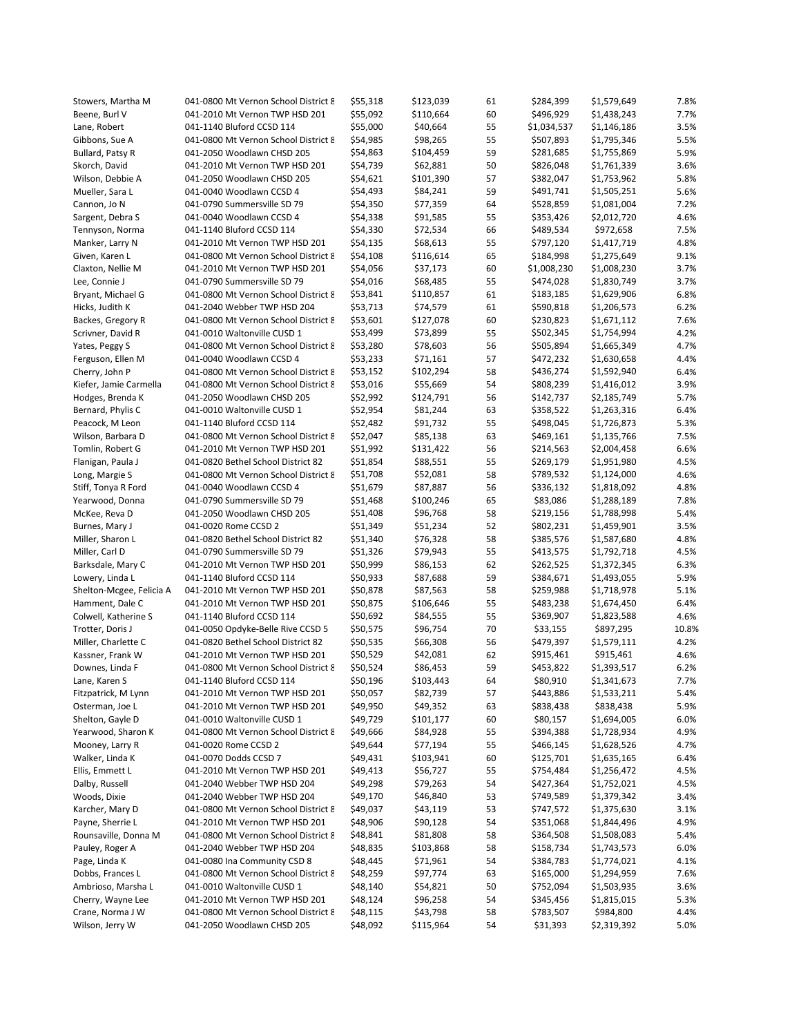| | | | | | | | |
|---|---|---|---|---|---|---|---|
| Stowers, Martha M | 041-0800 Mt Vernon School District 8 | $55,318 | $123,039 | 61 | $284,399 | $1,579,649 | 7.8% |
| Beene, Burl V | 041-2010 Mt Vernon TWP HSD 201 | $55,092 | $110,664 | 60 | $496,929 | $1,438,243 | 7.7% |
| Lane, Robert | 041-1140 Bluford CCSD 114 | $55,000 | $40,664 | 55 | $1,034,537 | $1,146,186 | 3.5% |
| Gibbons, Sue A | 041-0800 Mt Vernon School District 8 | $54,985 | $98,265 | 55 | $507,893 | $1,795,346 | 5.5% |
| Bullard, Patsy R | 041-2050 Woodlawn CHSD 205 | $54,863 | $104,459 | 59 | $281,685 | $1,755,869 | 5.9% |
| Skorch, David | 041-2010 Mt Vernon TWP HSD 201 | $54,739 | $62,881 | 50 | $826,048 | $1,761,339 | 3.6% |
| Wilson, Debbie A | 041-2050 Woodlawn CHSD 205 | $54,621 | $101,390 | 57 | $382,047 | $1,753,962 | 5.8% |
| Mueller, Sara L | 041-0040 Woodlawn CCSD 4 | $54,493 | $84,241 | 59 | $491,741 | $1,505,251 | 5.6% |
| Cannon, Jo N | 041-0790 Summersville SD 79 | $54,350 | $77,359 | 64 | $528,859 | $1,081,004 | 7.2% |
| Sargent, Debra S | 041-0040 Woodlawn CCSD 4 | $54,338 | $91,585 | 55 | $353,426 | $2,012,720 | 4.6% |
| Tennyson, Norma | 041-1140 Bluford CCSD 114 | $54,330 | $72,534 | 66 | $489,534 | $972,658 | 7.5% |
| Manker, Larry N | 041-2010 Mt Vernon TWP HSD 201 | $54,135 | $68,613 | 55 | $797,120 | $1,417,719 | 4.8% |
| Given, Karen L | 041-0800 Mt Vernon School District 8 | $54,108 | $116,614 | 65 | $184,998 | $1,275,649 | 9.1% |
| Claxton, Nellie M | 041-2010 Mt Vernon TWP HSD 201 | $54,056 | $37,173 | 60 | $1,008,230 | $1,008,230 | 3.7% |
| Lee, Connie J | 041-0790 Summersville SD 79 | $54,016 | $68,485 | 55 | $474,028 | $1,830,749 | 3.7% |
| Bryant, Michael G | 041-0800 Mt Vernon School District 8 | $53,841 | $110,857 | 61 | $183,185 | $1,629,906 | 6.8% |
| Hicks, Judith K | 041-2040 Webber TWP HSD 204 | $53,713 | $74,579 | 61 | $590,818 | $1,206,573 | 6.2% |
| Backes, Gregory R | 041-0800 Mt Vernon School District 8 | $53,601 | $127,078 | 60 | $230,823 | $1,671,112 | 7.6% |
| Scrivner, David R | 041-0010 Waltonville CUSD 1 | $53,499 | $73,899 | 55 | $502,345 | $1,754,994 | 4.2% |
| Yates, Peggy S | 041-0800 Mt Vernon School District 8 | $53,280 | $78,603 | 56 | $505,894 | $1,665,349 | 4.7% |
| Ferguson, Ellen M | 041-0040 Woodlawn CCSD 4 | $53,233 | $71,161 | 57 | $472,232 | $1,630,658 | 4.4% |
| Cherry, John P | 041-0800 Mt Vernon School District 8 | $53,152 | $102,294 | 58 | $436,274 | $1,592,940 | 6.4% |
| Kiefer, Jamie Carmella | 041-0800 Mt Vernon School District 8 | $53,016 | $55,669 | 54 | $808,239 | $1,416,012 | 3.9% |
| Hodges, Brenda K | 041-2050 Woodlawn CHSD 205 | $52,992 | $124,791 | 56 | $142,737 | $2,185,749 | 5.7% |
| Bernard, Phylis C | 041-0010 Waltonville CUSD 1 | $52,954 | $81,244 | 63 | $358,522 | $1,263,316 | 6.4% |
| Peacock, M Leon | 041-1140 Bluford CCSD 114 | $52,482 | $91,732 | 55 | $498,045 | $1,726,873 | 5.3% |
| Wilson, Barbara D | 041-0800 Mt Vernon School District 8 | $52,047 | $85,138 | 63 | $469,161 | $1,135,766 | 7.5% |
| Tomlin, Robert G | 041-2010 Mt Vernon TWP HSD 201 | $51,992 | $131,422 | 56 | $214,563 | $2,004,458 | 6.6% |
| Flanigan, Paula J | 041-0820 Bethel School District 82 | $51,854 | $88,551 | 55 | $269,179 | $1,951,980 | 4.5% |
| Long, Margie S | 041-0800 Mt Vernon School District 8 | $51,708 | $52,081 | 58 | $789,532 | $1,124,000 | 4.6% |
| Stiff, Tonya R Ford | 041-0040 Woodlawn CCSD 4 | $51,679 | $87,887 | 56 | $336,132 | $1,818,092 | 4.8% |
| Yearwood, Donna | 041-0790 Summersville SD 79 | $51,468 | $100,246 | 65 | $83,086 | $1,288,189 | 7.8% |
| McKee, Reva D | 041-2050 Woodlawn CHSD 205 | $51,408 | $96,768 | 58 | $219,156 | $1,788,998 | 5.4% |
| Burnes, Mary J | 041-0020 Rome CCSD 2 | $51,349 | $51,234 | 52 | $802,231 | $1,459,901 | 3.5% |
| Miller, Sharon L | 041-0820 Bethel School District 82 | $51,340 | $76,328 | 58 | $385,576 | $1,587,680 | 4.8% |
| Miller, Carl D | 041-0790 Summersville SD 79 | $51,326 | $79,943 | 55 | $413,575 | $1,792,718 | 4.5% |
| Barksdale, Mary C | 041-2010 Mt Vernon TWP HSD 201 | $50,999 | $86,153 | 62 | $262,525 | $1,372,345 | 6.3% |
| Lowery, Linda L | 041-1140 Bluford CCSD 114 | $50,933 | $87,688 | 59 | $384,671 | $1,493,055 | 5.9% |
| Shelton-Mcgee, Felicia A | 041-2010 Mt Vernon TWP HSD 201 | $50,878 | $87,563 | 58 | $259,988 | $1,718,978 | 5.1% |
| Hamment, Dale C | 041-2010 Mt Vernon TWP HSD 201 | $50,875 | $106,646 | 55 | $483,238 | $1,674,450 | 6.4% |
| Colwell, Katherine S | 041-1140 Bluford CCSD 114 | $50,692 | $84,555 | 55 | $369,907 | $1,823,588 | 4.6% |
| Trotter, Doris J | 041-0050 Opdyke-Belle Rive CCSD 5 | $50,575 | $96,754 | 70 | $33,155 | $897,295 | 10.8% |
| Miller, Charlette C | 041-0820 Bethel School District 82 | $50,535 | $66,308 | 56 | $479,397 | $1,579,111 | 4.2% |
| Kassner, Frank W | 041-2010 Mt Vernon TWP HSD 201 | $50,529 | $42,081 | 62 | $915,461 | $915,461 | 4.6% |
| Downes, Linda F | 041-0800 Mt Vernon School District 8 | $50,524 | $86,453 | 59 | $453,822 | $1,393,517 | 6.2% |
| Lane, Karen S | 041-1140 Bluford CCSD 114 | $50,196 | $103,443 | 64 | $80,910 | $1,341,673 | 7.7% |
| Fitzpatrick, M Lynn | 041-2010 Mt Vernon TWP HSD 201 | $50,057 | $82,739 | 57 | $443,886 | $1,533,211 | 5.4% |
| Osterman, Joe L | 041-2010 Mt Vernon TWP HSD 201 | $49,950 | $49,352 | 63 | $838,438 | $838,438 | 5.9% |
| Shelton, Gayle D | 041-0010 Waltonville CUSD 1 | $49,729 | $101,177 | 60 | $80,157 | $1,694,005 | 6.0% |
| Yearwood, Sharon K | 041-0800 Mt Vernon School District 8 | $49,666 | $84,928 | 55 | $394,388 | $1,728,934 | 4.9% |
| Mooney, Larry R | 041-0020 Rome CCSD 2 | $49,644 | $77,194 | 55 | $466,145 | $1,628,526 | 4.7% |
| Walker, Linda K | 041-0070 Dodds CCSD 7 | $49,431 | $103,941 | 60 | $125,701 | $1,635,165 | 6.4% |
| Ellis, Emmett L | 041-2010 Mt Vernon TWP HSD 201 | $49,413 | $56,727 | 55 | $754,484 | $1,256,472 | 4.5% |
| Dalby, Russell | 041-2040 Webber TWP HSD 204 | $49,298 | $79,263 | 54 | $427,364 | $1,752,021 | 4.5% |
| Woods, Dixie | 041-2040 Webber TWP HSD 204 | $49,170 | $46,840 | 53 | $749,589 | $1,379,342 | 3.4% |
| Karcher, Mary D | 041-0800 Mt Vernon School District 8 | $49,037 | $43,119 | 53 | $747,572 | $1,375,630 | 3.1% |
| Payne, Sherrie L | 041-2010 Mt Vernon TWP HSD 201 | $48,906 | $90,128 | 54 | $351,068 | $1,844,496 | 4.9% |
| Rounsaville, Donna M | 041-0800 Mt Vernon School District 8 | $48,841 | $81,808 | 58 | $364,508 | $1,508,083 | 5.4% |
| Pauley, Roger A | 041-2040 Webber TWP HSD 204 | $48,835 | $103,868 | 58 | $158,734 | $1,743,573 | 6.0% |
| Page, Linda K | 041-0080 Ina Community CSD 8 | $48,445 | $71,961 | 54 | $384,783 | $1,774,021 | 4.1% |
| Dobbs, Frances L | 041-0800 Mt Vernon School District 8 | $48,259 | $97,774 | 63 | $165,000 | $1,294,959 | 7.6% |
| Ambrioso, Marsha L | 041-0010 Waltonville CUSD 1 | $48,140 | $54,821 | 50 | $752,094 | $1,503,935 | 3.6% |
| Cherry, Wayne Lee | 041-2010 Mt Vernon TWP HSD 201 | $48,124 | $96,258 | 54 | $345,456 | $1,815,015 | 5.3% |
| Crane, Norma J W | 041-0800 Mt Vernon School District 8 | $48,115 | $43,798 | 58 | $783,507 | $984,800 | 4.4% |
| Wilson, Jerry W | 041-2050 Woodlawn CHSD 205 | $48,092 | $115,964 | 54 | $31,393 | $2,319,392 | 5.0% |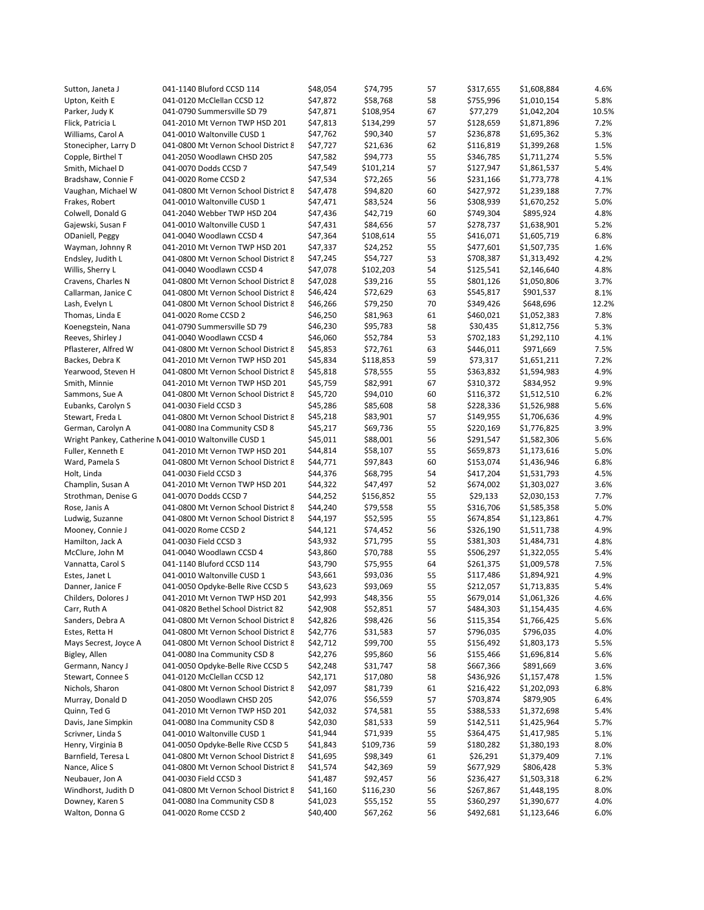| | | | | | | | |
|---|---|---|---|---|---|---|---|
| Sutton, Janeta J | 041-1140 Bluford CCSD 114 | $48,054 | $74,795 | 57 | $317,655 | $1,608,884 | 4.6% |
| Upton, Keith E | 041-0120 McClellan CCSD 12 | $47,872 | $58,768 | 58 | $755,996 | $1,010,154 | 5.8% |
| Parker, Judy K | 041-0790 Summersville SD 79 | $47,871 | $108,954 | 67 | $77,279 | $1,042,204 | 10.5% |
| Flick, Patricia L | 041-2010 Mt Vernon TWP HSD 201 | $47,813 | $134,299 | 57 | $128,659 | $1,871,896 | 7.2% |
| Williams, Carol A | 041-0010 Waltonville CUSD 1 | $47,762 | $90,340 | 57 | $236,878 | $1,695,362 | 5.3% |
| Stonecipher, Larry D | 041-0800 Mt Vernon School District 8 | $47,727 | $21,636 | 62 | $116,819 | $1,399,268 | 1.5% |
| Copple, Birthel T | 041-2050 Woodlawn CHSD 205 | $47,582 | $94,773 | 55 | $346,785 | $1,711,274 | 5.5% |
| Smith, Michael D | 041-0070 Dodds CCSD 7 | $47,549 | $101,214 | 57 | $127,947 | $1,861,537 | 5.4% |
| Bradshaw, Connie F | 041-0020 Rome CCSD 2 | $47,534 | $72,265 | 56 | $231,166 | $1,773,778 | 4.1% |
| Vaughan, Michael W | 041-0800 Mt Vernon School District 8 | $47,478 | $94,820 | 60 | $427,972 | $1,239,188 | 7.7% |
| Frakes, Robert | 041-0010 Waltonville CUSD 1 | $47,471 | $83,524 | 56 | $308,939 | $1,670,252 | 5.0% |
| Colwell, Donald G | 041-2040 Webber TWP HSD 204 | $47,436 | $42,719 | 60 | $749,304 | $895,924 | 4.8% |
| Gajewski, Susan F | 041-0010 Waltonville CUSD 1 | $47,431 | $84,656 | 57 | $278,737 | $1,638,901 | 5.2% |
| ODaniell, Peggy | 041-0040 Woodlawn CCSD 4 | $47,364 | $108,614 | 55 | $416,071 | $1,605,719 | 6.8% |
| Wayman, Johnny R | 041-2010 Mt Vernon TWP HSD 201 | $47,337 | $24,252 | 55 | $477,601 | $1,507,735 | 1.6% |
| Endsley, Judith L | 041-0800 Mt Vernon School District 8 | $47,245 | $54,727 | 53 | $708,387 | $1,313,492 | 4.2% |
| Willis, Sherry L | 041-0040 Woodlawn CCSD 4 | $47,078 | $102,203 | 54 | $125,541 | $2,146,640 | 4.8% |
| Cravens, Charles N | 041-0800 Mt Vernon School District 8 | $47,028 | $39,216 | 55 | $801,126 | $1,050,806 | 3.7% |
| Callarman, Janice C | 041-0800 Mt Vernon School District 8 | $46,424 | $72,629 | 63 | $545,817 | $901,537 | 8.1% |
| Lash, Evelyn L | 041-0800 Mt Vernon School District 8 | $46,266 | $79,250 | 70 | $349,426 | $648,696 | 12.2% |
| Thomas, Linda E | 041-0020 Rome CCSD 2 | $46,250 | $81,963 | 61 | $460,021 | $1,052,383 | 7.8% |
| Koenegstein, Nana | 041-0790 Summersville SD 79 | $46,230 | $95,783 | 58 | $30,435 | $1,812,756 | 5.3% |
| Reeves, Shirley J | 041-0040 Woodlawn CCSD 4 | $46,060 | $52,784 | 53 | $702,183 | $1,292,110 | 4.1% |
| Pflasterer, Alfred W | 041-0800 Mt Vernon School District 8 | $45,853 | $72,761 | 63 | $446,011 | $971,669 | 7.5% |
| Backes, Debra K | 041-2010 Mt Vernon TWP HSD 201 | $45,834 | $118,853 | 59 | $73,317 | $1,651,211 | 7.2% |
| Yearwood, Steven H | 041-0800 Mt Vernon School District 8 | $45,818 | $78,555 | 55 | $363,832 | $1,594,983 | 4.9% |
| Smith, Minnie | 041-2010 Mt Vernon TWP HSD 201 | $45,759 | $82,991 | 67 | $310,372 | $834,952 | 9.9% |
| Sammons, Sue A | 041-0800 Mt Vernon School District 8 | $45,720 | $94,010 | 60 | $116,372 | $1,512,510 | 6.2% |
| Eubanks, Carolyn S | 041-0030 Field CCSD 3 | $45,286 | $85,608 | 58 | $228,336 | $1,526,988 | 5.6% |
| Stewart, Freda L | 041-0800 Mt Vernon School District 8 | $45,218 | $83,901 | 57 | $149,955 | $1,706,636 | 4.9% |
| German, Carolyn A | 041-0080 Ina Community CSD 8 | $45,217 | $69,736 | 55 | $220,169 | $1,776,825 | 3.9% |
| Wright Pankey, Catherine M | 041-0010 Waltonville CUSD 1 | $45,011 | $88,001 | 56 | $291,547 | $1,582,306 | 5.6% |
| Fuller, Kenneth E | 041-2010 Mt Vernon TWP HSD 201 | $44,814 | $58,107 | 55 | $659,873 | $1,173,616 | 5.0% |
| Ward, Pamela S | 041-0800 Mt Vernon School District 8 | $44,771 | $97,843 | 60 | $153,074 | $1,436,946 | 6.8% |
| Holt, Linda | 041-0030 Field CCSD 3 | $44,376 | $68,795 | 54 | $417,204 | $1,531,793 | 4.5% |
| Champlin, Susan A | 041-2010 Mt Vernon TWP HSD 201 | $44,322 | $47,497 | 52 | $674,002 | $1,303,027 | 3.6% |
| Strothman, Denise G | 041-0070 Dodds CCSD 7 | $44,252 | $156,852 | 55 | $29,133 | $2,030,153 | 7.7% |
| Rose, Janis A | 041-0800 Mt Vernon School District 8 | $44,240 | $79,558 | 55 | $316,706 | $1,585,358 | 5.0% |
| Ludwig, Suzanne | 041-0800 Mt Vernon School District 8 | $44,197 | $52,595 | 55 | $674,854 | $1,123,861 | 4.7% |
| Mooney, Connie J | 041-0020 Rome CCSD 2 | $44,121 | $74,452 | 56 | $326,190 | $1,511,738 | 4.9% |
| Hamilton, Jack A | 041-0030 Field CCSD 3 | $43,932 | $71,795 | 55 | $381,303 | $1,484,731 | 4.8% |
| McClure, John M | 041-0040 Woodlawn CCSD 4 | $43,860 | $70,788 | 55 | $506,297 | $1,322,055 | 5.4% |
| Vannatta, Carol S | 041-1140 Bluford CCSD 114 | $43,790 | $75,955 | 64 | $261,375 | $1,009,578 | 7.5% |
| Estes, Janet L | 041-0010 Waltonville CUSD 1 | $43,661 | $93,036 | 55 | $117,486 | $1,894,921 | 4.9% |
| Danner, Janice F | 041-0050 Opdyke-Belle Rive CCSD 5 | $43,623 | $93,069 | 55 | $212,057 | $1,713,835 | 5.4% |
| Childers, Dolores J | 041-2010 Mt Vernon TWP HSD 201 | $42,993 | $48,356 | 55 | $679,014 | $1,061,326 | 4.6% |
| Carr, Ruth A | 041-0820 Bethel School District 82 | $42,908 | $52,851 | 57 | $484,303 | $1,154,435 | 4.6% |
| Sanders, Debra A | 041-0800 Mt Vernon School District 8 | $42,826 | $98,426 | 56 | $115,354 | $1,766,425 | 5.6% |
| Estes, Retta H | 041-0800 Mt Vernon School District 8 | $42,776 | $31,583 | 57 | $796,035 | $796,035 | 4.0% |
| Mays Secrest, Joyce A | 041-0800 Mt Vernon School District 8 | $42,712 | $99,700 | 55 | $156,492 | $1,803,173 | 5.5% |
| Bigley, Allen | 041-0080 Ina Community CSD 8 | $42,276 | $95,860 | 56 | $155,466 | $1,696,814 | 5.6% |
| Germann, Nancy J | 041-0050 Opdyke-Belle Rive CCSD 5 | $42,248 | $31,747 | 58 | $667,366 | $891,669 | 3.6% |
| Stewart, Connee S | 041-0120 McClellan CCSD 12 | $42,171 | $17,080 | 58 | $436,926 | $1,157,478 | 1.5% |
| Nichols, Sharon | 041-0800 Mt Vernon School District 8 | $42,097 | $81,739 | 61 | $216,422 | $1,202,093 | 6.8% |
| Murray, Donald D | 041-2050 Woodlawn CHSD 205 | $42,076 | $56,559 | 57 | $703,874 | $879,905 | 6.4% |
| Quinn, Ted G | 041-2010 Mt Vernon TWP HSD 201 | $42,032 | $74,581 | 55 | $388,533 | $1,372,698 | 5.4% |
| Davis, Jane Simpkin | 041-0080 Ina Community CSD 8 | $42,030 | $81,533 | 59 | $142,511 | $1,425,964 | 5.7% |
| Scrivner, Linda S | 041-0010 Waltonville CUSD 1 | $41,944 | $71,939 | 55 | $364,475 | $1,417,985 | 5.1% |
| Henry, Virginia B | 041-0050 Opdyke-Belle Rive CCSD 5 | $41,843 | $109,736 | 59 | $180,282 | $1,380,193 | 8.0% |
| Barnfield, Teresa L | 041-0800 Mt Vernon School District 8 | $41,695 | $98,349 | 61 | $26,291 | $1,379,409 | 7.1% |
| Nance, Alice S | 041-0800 Mt Vernon School District 8 | $41,574 | $42,369 | 59 | $677,929 | $806,428 | 5.3% |
| Neubauer, Jon A | 041-0030 Field CCSD 3 | $41,487 | $92,457 | 56 | $236,427 | $1,503,318 | 6.2% |
| Windhorst, Judith D | 041-0800 Mt Vernon School District 8 | $41,160 | $116,230 | 56 | $267,867 | $1,448,195 | 8.0% |
| Downey, Karen S | 041-0080 Ina Community CSD 8 | $41,023 | $55,152 | 55 | $360,297 | $1,390,677 | 4.0% |
| Walton, Donna G | 041-0020 Rome CCSD 2 | $40,400 | $67,262 | 56 | $492,681 | $1,123,646 | 6.0% |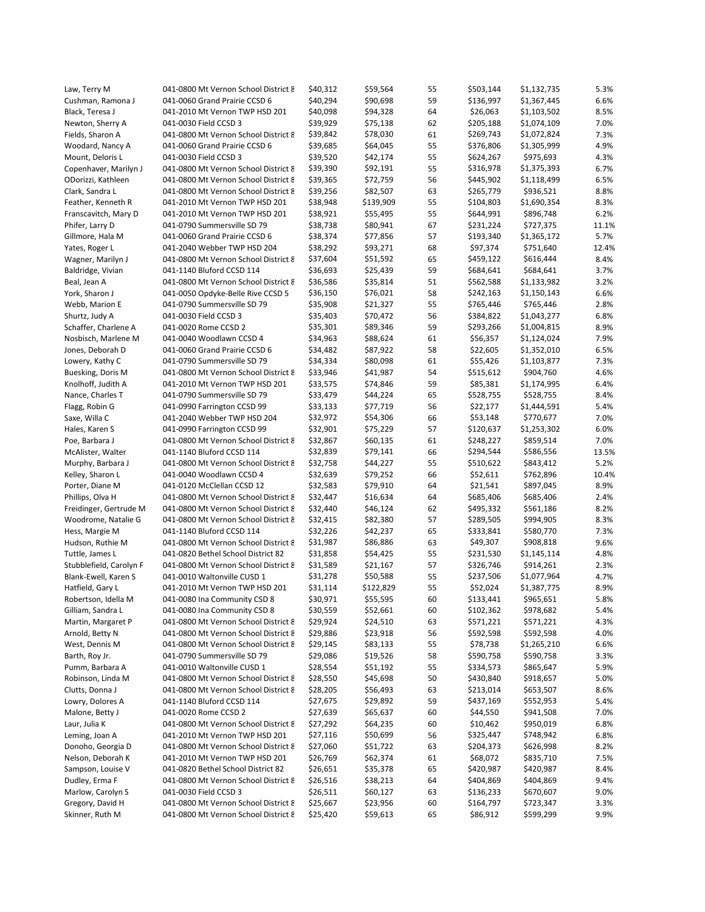| | | | | | | | |
|---|---|---|---|---|---|---|---|
| Law, Terry M | 041-0800 Mt Vernon School District 8 | $40,312 | $59,564 | 55 | $503,144 | $1,132,735 | 5.3% |
| Cushman, Ramona J | 041-0060 Grand Prairie CCSD 6 | $40,294 | $90,698 | 59 | $136,997 | $1,367,445 | 6.6% |
| Black, Teresa J | 041-2010 Mt Vernon TWP HSD 201 | $40,098 | $94,328 | 64 | $26,063 | $1,103,502 | 8.5% |
| Newton, Sherry A | 041-0030 Field CCSD 3 | $39,929 | $75,138 | 62 | $205,188 | $1,074,109 | 7.0% |
| Fields, Sharon A | 041-0800 Mt Vernon School District 8 | $39,842 | $78,030 | 61 | $269,743 | $1,072,824 | 7.3% |
| Woodard, Nancy A | 041-0060 Grand Prairie CCSD 6 | $39,685 | $64,045 | 55 | $376,806 | $1,305,999 | 4.9% |
| Mount, Deloris L | 041-0030 Field CCSD 3 | $39,520 | $42,174 | 55 | $624,267 | $975,693 | 4.3% |
| Copenhaver, Marilyn J | 041-0800 Mt Vernon School District 8 | $39,390 | $92,191 | 55 | $316,978 | $1,375,393 | 6.7% |
| ODorizzi, Kathleen | 041-0800 Mt Vernon School District 8 | $39,365 | $72,759 | 56 | $445,902 | $1,118,499 | 6.5% |
| Clark, Sandra L | 041-0800 Mt Vernon School District 8 | $39,256 | $82,507 | 63 | $265,779 | $936,521 | 8.8% |
| Feather, Kenneth R | 041-2010 Mt Vernon TWP HSD 201 | $38,948 | $139,909 | 55 | $104,803 | $1,690,354 | 8.3% |
| Franscavitch, Mary D | 041-2010 Mt Vernon TWP HSD 201 | $38,921 | $55,495 | 55 | $644,991 | $896,748 | 6.2% |
| Phifer, Larry D | 041-0790 Summersville SD 79 | $38,738 | $80,941 | 67 | $231,224 | $727,375 | 11.1% |
| Gillmore, Hala M | 041-0060 Grand Prairie CCSD 6 | $38,374 | $77,856 | 57 | $193,340 | $1,365,172 | 5.7% |
| Yates, Roger L | 041-2040 Webber TWP HSD 204 | $38,292 | $93,271 | 68 | $97,374 | $751,640 | 12.4% |
| Wagner, Marilyn J | 041-0800 Mt Vernon School District 8 | $37,604 | $51,592 | 65 | $459,122 | $616,444 | 8.4% |
| Baldridge, Vivian | 041-1140 Bluford CCSD 114 | $36,693 | $25,439 | 59 | $684,641 | $684,641 | 3.7% |
| Beal, Jean A | 041-0800 Mt Vernon School District 8 | $36,586 | $35,814 | 51 | $562,588 | $1,133,982 | 3.2% |
| York, Sharon J | 041-0050 Opdyke-Belle Rive CCSD 5 | $36,150 | $76,021 | 58 | $242,163 | $1,150,143 | 6.6% |
| Webb, Marion E | 041-0790 Summersville SD 79 | $35,908 | $21,327 | 55 | $765,446 | $765,446 | 2.8% |
| Shurtz, Judy A | 041-0030 Field CCSD 3 | $35,403 | $70,472 | 56 | $384,822 | $1,043,277 | 6.8% |
| Schaffer, Charlene A | 041-0020 Rome CCSD 2 | $35,301 | $89,346 | 59 | $293,266 | $1,004,815 | 8.9% |
| Nosbisch, Marlene M | 041-0040 Woodlawn CCSD 4 | $34,963 | $88,624 | 61 | $56,357 | $1,124,024 | 7.9% |
| Jones, Deborah D | 041-0060 Grand Prairie CCSD 6 | $34,482 | $87,922 | 58 | $22,605 | $1,352,010 | 6.5% |
| Lowery, Kathy C | 041-0790 Summersville SD 79 | $34,334 | $80,098 | 61 | $55,426 | $1,103,877 | 7.3% |
| Buesking, Doris M | 041-0800 Mt Vernon School District 8 | $33,946 | $41,987 | 54 | $515,612 | $904,760 | 4.6% |
| Knolhoff, Judith A | 041-2010 Mt Vernon TWP HSD 201 | $33,575 | $74,846 | 59 | $85,381 | $1,174,995 | 6.4% |
| Nance, Charles T | 041-0790 Summersville SD 79 | $33,479 | $44,224 | 65 | $528,755 | $528,755 | 8.4% |
| Flagg, Robin G | 041-0990 Farrington CCSD 99 | $33,133 | $77,719 | 56 | $22,177 | $1,444,591 | 5.4% |
| Saxe, Willa C | 041-2040 Webber TWP HSD 204 | $32,972 | $54,306 | 66 | $53,148 | $770,677 | 7.0% |
| Hales, Karen S | 041-0990 Farrington CCSD 99 | $32,901 | $75,229 | 57 | $120,637 | $1,253,302 | 6.0% |
| Poe, Barbara J | 041-0800 Mt Vernon School District 8 | $32,867 | $60,135 | 61 | $248,227 | $859,514 | 7.0% |
| McAlister, Walter | 041-1140 Bluford CCSD 114 | $32,839 | $79,141 | 66 | $294,544 | $586,556 | 13.5% |
| Murphy, Barbara J | 041-0800 Mt Vernon School District 8 | $32,758 | $44,227 | 55 | $510,622 | $843,412 | 5.2% |
| Kelley, Sharon L | 041-0040 Woodlawn CCSD 4 | $32,639 | $79,252 | 66 | $52,611 | $762,896 | 10.4% |
| Porter, Diane M | 041-0120 McClellan CCSD 12 | $32,583 | $79,910 | 64 | $21,541 | $897,045 | 8.9% |
| Phillips, Olva H | 041-0800 Mt Vernon School District 8 | $32,447 | $16,634 | 64 | $685,406 | $685,406 | 2.4% |
| Freidinger, Gertrude M | 041-0800 Mt Vernon School District 8 | $32,440 | $46,124 | 62 | $495,332 | $561,186 | 8.2% |
| Woodrome, Natalie G | 041-0800 Mt Vernon School District 8 | $32,415 | $82,380 | 57 | $289,505 | $994,905 | 8.3% |
| Hess, Margie M | 041-1140 Bluford CCSD 114 | $32,226 | $42,237 | 65 | $333,841 | $580,770 | 7.3% |
| Hudson, Ruthie M | 041-0800 Mt Vernon School District 8 | $31,987 | $86,886 | 63 | $49,307 | $908,818 | 9.6% |
| Tuttle, James L | 041-0820 Bethel School District 82 | $31,858 | $54,425 | 55 | $231,530 | $1,145,114 | 4.8% |
| Stubblefield, Carolyn F | 041-0800 Mt Vernon School District 8 | $31,589 | $21,167 | 57 | $326,746 | $914,261 | 2.3% |
| Blank-Ewell, Karen S | 041-0010 Waltonville CUSD 1 | $31,278 | $50,588 | 55 | $237,506 | $1,077,964 | 4.7% |
| Hatfield, Gary L | 041-2010 Mt Vernon TWP HSD 201 | $31,114 | $122,829 | 55 | $52,024 | $1,387,775 | 8.9% |
| Robertson, Idella M | 041-0080 Ina Community CSD 8 | $30,971 | $55,595 | 60 | $133,441 | $965,651 | 5.8% |
| Gilliam, Sandra L | 041-0080 Ina Community CSD 8 | $30,559 | $52,661 | 60 | $102,362 | $978,682 | 5.4% |
| Martin, Margaret P | 041-0800 Mt Vernon School District 8 | $29,924 | $24,510 | 63 | $571,221 | $571,221 | 4.3% |
| Arnold, Betty N | 041-0800 Mt Vernon School District 8 | $29,886 | $23,918 | 56 | $592,598 | $592,598 | 4.0% |
| West, Dennis M | 041-0800 Mt Vernon School District 8 | $29,145 | $83,133 | 55 | $78,738 | $1,265,210 | 6.6% |
| Barth, Roy Jr. | 041-0790 Summersville SD 79 | $29,086 | $19,526 | 58 | $590,758 | $590,758 | 3.3% |
| Pumm, Barbara A | 041-0010 Waltonville CUSD 1 | $28,554 | $51,192 | 55 | $334,573 | $865,647 | 5.9% |
| Robinson, Linda M | 041-0800 Mt Vernon School District 8 | $28,550 | $45,698 | 50 | $430,840 | $918,657 | 5.0% |
| Clutts, Donna J | 041-0800 Mt Vernon School District 8 | $28,205 | $56,493 | 63 | $213,014 | $653,507 | 8.6% |
| Lowry, Dolores A | 041-1140 Bluford CCSD 114 | $27,675 | $29,892 | 59 | $437,169 | $552,953 | 5.4% |
| Malone, Betty J | 041-0020 Rome CCSD 2 | $27,639 | $65,637 | 60 | $44,550 | $941,508 | 7.0% |
| Laur, Julia K | 041-0800 Mt Vernon School District 8 | $27,292 | $64,235 | 60 | $10,462 | $950,019 | 6.8% |
| Leming, Joan A | 041-2010 Mt Vernon TWP HSD 201 | $27,116 | $50,699 | 56 | $325,447 | $748,942 | 6.8% |
| Donoho, Georgia D | 041-0800 Mt Vernon School District 8 | $27,060 | $51,722 | 63 | $204,373 | $626,998 | 8.2% |
| Nelson, Deborah K | 041-2010 Mt Vernon TWP HSD 201 | $26,769 | $62,374 | 61 | $68,072 | $835,710 | 7.5% |
| Sampson, Louise V | 041-0820 Bethel School District 82 | $26,651 | $35,378 | 65 | $420,987 | $420,987 | 8.4% |
| Dudley, Erma F | 041-0800 Mt Vernon School District 8 | $26,516 | $38,213 | 64 | $404,869 | $404,869 | 9.4% |
| Marlow, Carolyn S | 041-0030 Field CCSD 3 | $26,511 | $60,127 | 63 | $136,233 | $670,607 | 9.0% |
| Gregory, David H | 041-0800 Mt Vernon School District 8 | $25,667 | $23,956 | 60 | $164,797 | $723,347 | 3.3% |
| Skinner, Ruth M | 041-0800 Mt Vernon School District 8 | $25,420 | $59,613 | 65 | $86,912 | $599,299 | 9.9% |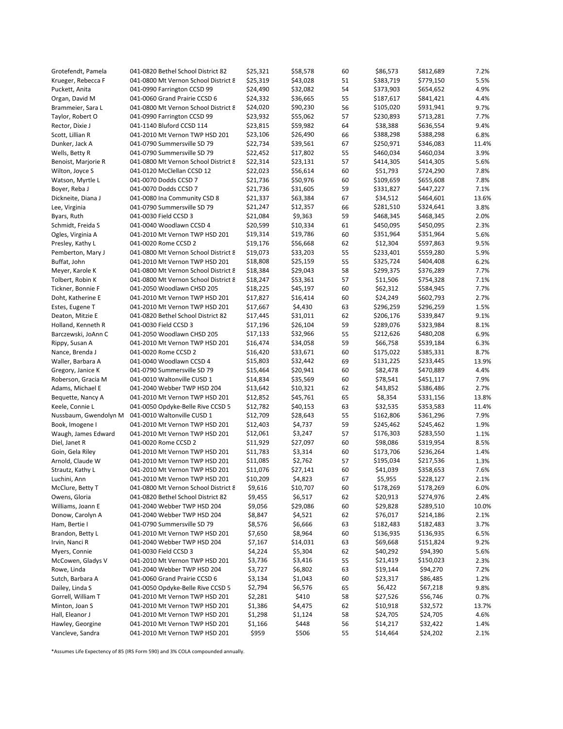| | | | | | | | |
|---|---|---|---|---|---|---|---|
| Grotefendt, Pamela | 041-0820 Bethel School District 82 | $25,321 | $58,578 | 60 | $86,573 | $812,689 | 7.2% |
| Krueger, Rebecca F | 041-0800 Mt Vernon School District 8 | $25,319 | $43,028 | 51 | $383,719 | $779,150 | 5.5% |
| Puckett, Anita | 041-0990 Farrington CCSD 99 | $24,490 | $32,082 | 54 | $373,903 | $654,652 | 4.9% |
| Organ, David M | 041-0060 Grand Prairie CCSD 6 | $24,332 | $36,665 | 55 | $187,617 | $841,421 | 4.4% |
| Brammeier, Sara L | 041-0800 Mt Vernon School District 8 | $24,020 | $90,230 | 56 | $105,020 | $931,941 | 9.7% |
| Taylor, Robert O | 041-0990 Farrington CCSD 99 | $23,932 | $55,062 | 57 | $230,893 | $713,281 | 7.7% |
| Rector, Dixie J | 041-1140 Bluford CCSD 114 | $23,815 | $59,982 | 64 | $38,388 | $636,554 | 9.4% |
| Scott, Lillian R | 041-2010 Mt Vernon TWP HSD 201 | $23,106 | $26,490 | 66 | $388,298 | $388,298 | 6.8% |
| Dunker, Jack A | 041-0790 Summersville SD 79 | $22,734 | $39,561 | 67 | $250,971 | $346,083 | 11.4% |
| Wells, Betty R | 041-0790 Summersville SD 79 | $22,452 | $17,802 | 55 | $460,034 | $460,034 | 3.9% |
| Benoist, Marjorie R | 041-0800 Mt Vernon School District 8 | $22,314 | $23,131 | 57 | $414,305 | $414,305 | 5.6% |
| Wilton, Joyce S | 041-0120 McClellan CCSD 12 | $22,023 | $56,614 | 60 | $51,793 | $724,290 | 7.8% |
| Watson, Myrtle L | 041-0070 Dodds CCSD 7 | $21,736 | $50,976 | 60 | $109,659 | $655,608 | 7.8% |
| Boyer, Reba J | 041-0070 Dodds CCSD 7 | $21,736 | $31,605 | 59 | $331,827 | $447,227 | 7.1% |
| Dickneite, Diana J | 041-0080 Ina Community CSD 8 | $21,337 | $63,384 | 67 | $34,512 | $464,601 | 13.6% |
| Lee, Virginia | 041-0790 Summersville SD 79 | $21,247 | $12,357 | 66 | $281,510 | $324,641 | 3.8% |
| Byars, Ruth | 041-0030 Field CCSD 3 | $21,084 | $9,363 | 59 | $468,345 | $468,345 | 2.0% |
| Schmidt, Freida S | 041-0040 Woodlawn CCSD 4 | $20,599 | $10,334 | 61 | $450,095 | $450,095 | 2.3% |
| Ogles, Virginia A | 041-2010 Mt Vernon TWP HSD 201 | $19,314 | $19,786 | 60 | $351,964 | $351,964 | 5.6% |
| Presley, Kathy L | 041-0020 Rome CCSD 2 | $19,176 | $56,668 | 62 | $12,304 | $597,863 | 9.5% |
| Pemberton, Mary J | 041-0800 Mt Vernon School District 8 | $19,073 | $33,203 | 55 | $233,401 | $559,280 | 5.9% |
| Buffat, John | 041-2010 Mt Vernon TWP HSD 201 | $18,808 | $25,159 | 55 | $325,724 | $404,408 | 6.2% |
| Meyer, Karole K | 041-0800 Mt Vernon School District 8 | $18,384 | $29,043 | 58 | $299,375 | $376,289 | 7.7% |
| Tolbert, Robin K | 041-0800 Mt Vernon School District 8 | $18,247 | $53,361 | 57 | $11,506 | $754,328 | 7.1% |
| Tickner, Bonnie F | 041-2050 Woodlawn CHSD 205 | $18,225 | $45,197 | 60 | $62,312 | $584,945 | 7.7% |
| Doht, Katherine E | 041-2010 Mt Vernon TWP HSD 201 | $17,827 | $16,414 | 60 | $24,249 | $602,793 | 2.7% |
| Estes, Eugene T | 041-2010 Mt Vernon TWP HSD 201 | $17,667 | $4,430 | 63 | $296,259 | $296,259 | 1.5% |
| Deaton, Mitzie E | 041-0820 Bethel School District 82 | $17,445 | $31,011 | 62 | $206,176 | $339,847 | 9.1% |
| Holland, Kenneth R | 041-0030 Field CCSD 3 | $17,196 | $26,104 | 59 | $289,076 | $323,984 | 8.1% |
| Barczewski, JoAnn C | 041-2050 Woodlawn CHSD 205 | $17,133 | $32,966 | 55 | $212,626 | $480,208 | 6.9% |
| Rippy, Susan A | 041-2010 Mt Vernon TWP HSD 201 | $16,474 | $34,058 | 59 | $66,758 | $539,184 | 6.3% |
| Nance, Brenda J | 041-0020 Rome CCSD 2 | $16,420 | $33,671 | 60 | $175,022 | $385,331 | 8.7% |
| Waller, Barbara A | 041-0040 Woodlawn CCSD 4 | $15,803 | $32,442 | 69 | $131,225 | $233,445 | 13.9% |
| Gregory, Janice K | 041-0790 Summersville SD 79 | $15,464 | $20,941 | 60 | $82,478 | $470,889 | 4.4% |
| Roberson, Gracia M | 041-0010 Waltonville CUSD 1 | $14,834 | $35,569 | 60 | $78,541 | $451,117 | 7.9% |
| Adams, Michael E | 041-2040 Webber TWP HSD 204 | $13,642 | $10,321 | 62 | $43,852 | $386,486 | 2.7% |
| Bequette, Nancy A | 041-2010 Mt Vernon TWP HSD 201 | $12,852 | $45,761 | 65 | $8,354 | $331,156 | 13.8% |
| Keele, Connie L | 041-0050 Opdyke-Belle Rive CCSD 5 | $12,782 | $40,153 | 63 | $32,535 | $353,583 | 11.4% |
| Nussbaum, Gwendolyn M | 041-0010 Waltonville CUSD 1 | $12,709 | $28,643 | 55 | $162,806 | $361,296 | 7.9% |
| Book, Imogene I | 041-2010 Mt Vernon TWP HSD 201 | $12,403 | $4,737 | 59 | $245,462 | $245,462 | 1.9% |
| Waugh, James Edward | 041-2010 Mt Vernon TWP HSD 201 | $12,061 | $3,247 | 57 | $176,303 | $283,550 | 1.1% |
| Diel, Janet R | 041-0020 Rome CCSD 2 | $11,929 | $27,097 | 60 | $98,086 | $319,954 | 8.5% |
| Goin, Gela Riley | 041-2010 Mt Vernon TWP HSD 201 | $11,783 | $3,314 | 60 | $173,706 | $236,264 | 1.4% |
| Arnold, Claude W | 041-2010 Mt Vernon TWP HSD 201 | $11,085 | $2,762 | 57 | $195,034 | $217,536 | 1.3% |
| Strautz, Kathy L | 041-2010 Mt Vernon TWP HSD 201 | $11,076 | $27,141 | 60 | $41,039 | $358,653 | 7.6% |
| Luchini, Ann | 041-2010 Mt Vernon TWP HSD 201 | $10,209 | $4,823 | 67 | $5,955 | $228,127 | 2.1% |
| McClure, Betty T | 041-0800 Mt Vernon School District 8 | $9,616 | $10,707 | 60 | $178,269 | $178,269 | 6.0% |
| Owens, Gloria | 041-0820 Bethel School District 82 | $9,455 | $6,517 | 62 | $20,913 | $274,976 | 2.4% |
| Williams, Joann E | 041-2040 Webber TWP HSD 204 | $9,056 | $29,086 | 60 | $29,828 | $289,510 | 10.0% |
| Donow, Carolyn A | 041-2040 Webber TWP HSD 204 | $8,847 | $4,521 | 62 | $76,017 | $214,186 | 2.1% |
| Ham, Bertie I | 041-0790 Summersville SD 79 | $8,576 | $6,666 | 63 | $182,483 | $182,483 | 3.7% |
| Brandon, Betty L | 041-2010 Mt Vernon TWP HSD 201 | $7,650 | $8,964 | 60 | $136,935 | $136,935 | 6.5% |
| Irvin, Nanci R | 041-2040 Webber TWP HSD 204 | $7,167 | $14,031 | 63 | $69,668 | $151,824 | 9.2% |
| Myers, Connie | 041-0030 Field CCSD 3 | $4,224 | $5,304 | 62 | $40,292 | $94,390 | 5.6% |
| McCowen, Gladys V | 041-2010 Mt Vernon TWP HSD 201 | $3,736 | $3,416 | 55 | $21,419 | $150,023 | 2.3% |
| Rowe, Linda | 041-2040 Webber TWP HSD 204 | $3,727 | $6,802 | 63 | $19,144 | $94,270 | 7.2% |
| Sutch, Barbara A | 041-0060 Grand Prairie CCSD 6 | $3,134 | $1,043 | 60 | $23,317 | $86,485 | 1.2% |
| Dailey, Linda S | 041-0050 Opdyke-Belle Rive CCSD 5 | $2,794 | $6,576 | 65 | $6,422 | $67,218 | 9.8% |
| Gorrell, William T | 041-2010 Mt Vernon TWP HSD 201 | $2,281 | $410 | 58 | $27,526 | $56,746 | 0.7% |
| Minton, Joan S | 041-2010 Mt Vernon TWP HSD 201 | $1,386 | $4,475 | 62 | $10,918 | $32,572 | 13.7% |
| Hall, Eleanor J | 041-2010 Mt Vernon TWP HSD 201 | $1,298 | $1,124 | 58 | $24,705 | $24,705 | 4.6% |
| Hawley, Georgine | 041-2010 Mt Vernon TWP HSD 201 | $1,166 | $448 | 56 | $14,217 | $32,422 | 1.4% |
| Vancleve, Sandra | 041-2010 Mt Vernon TWP HSD 201 | $959 | $506 | 55 | $14,464 | $24,202 | 2.1% |

*Assumes Life Expectancy of 85 (IRS Form 590) and 3% COLA compounded annually.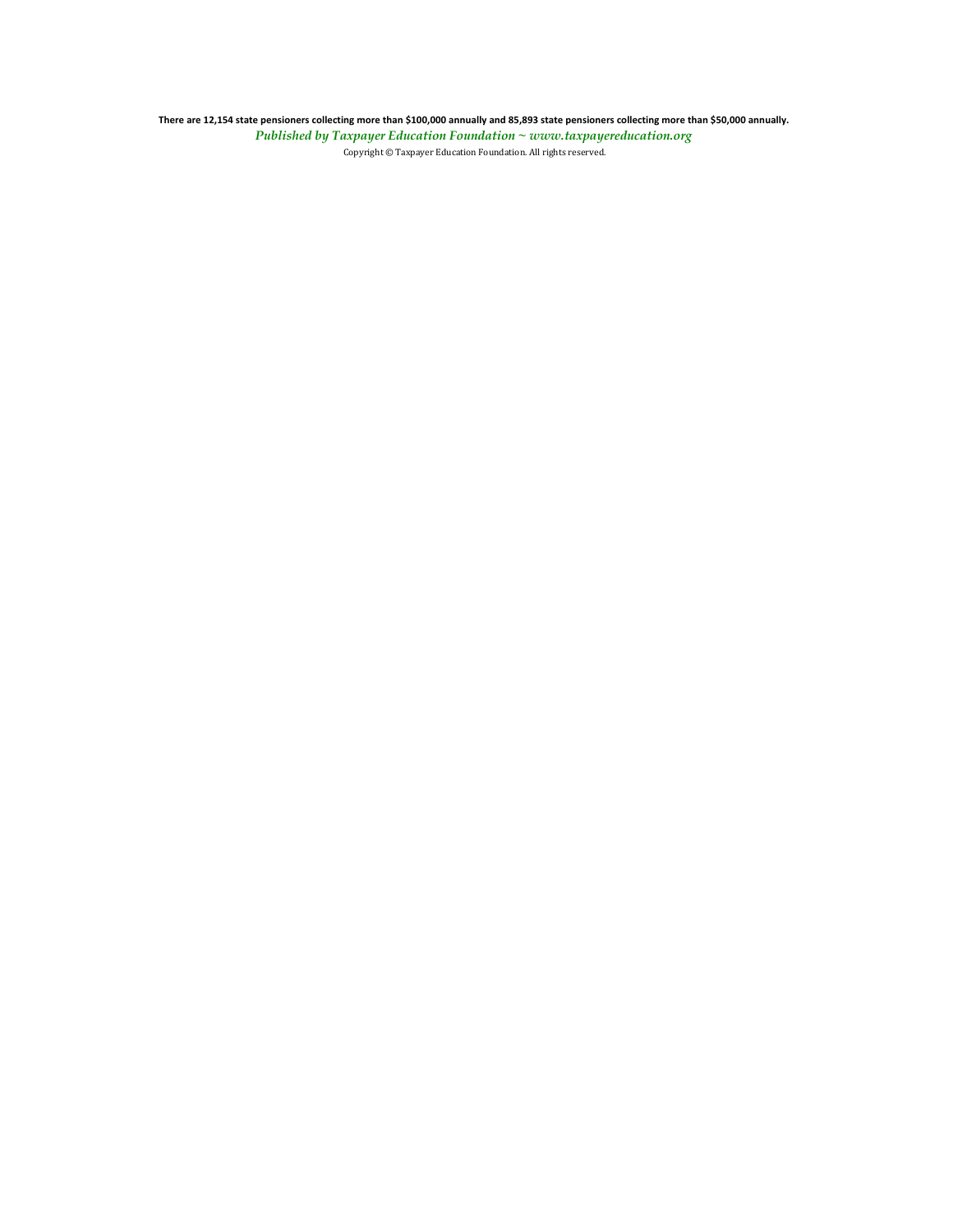**There are 12,154 state pensioners collecting more than $100,000 annually and 85,893 state pensioners collecting more than $50,000 annually.**

*Published by Taxpayer Education Foundation ~ www.taxpayereducation.org*

Copyright © Taxpayer Education Foundation. All rights reserved.